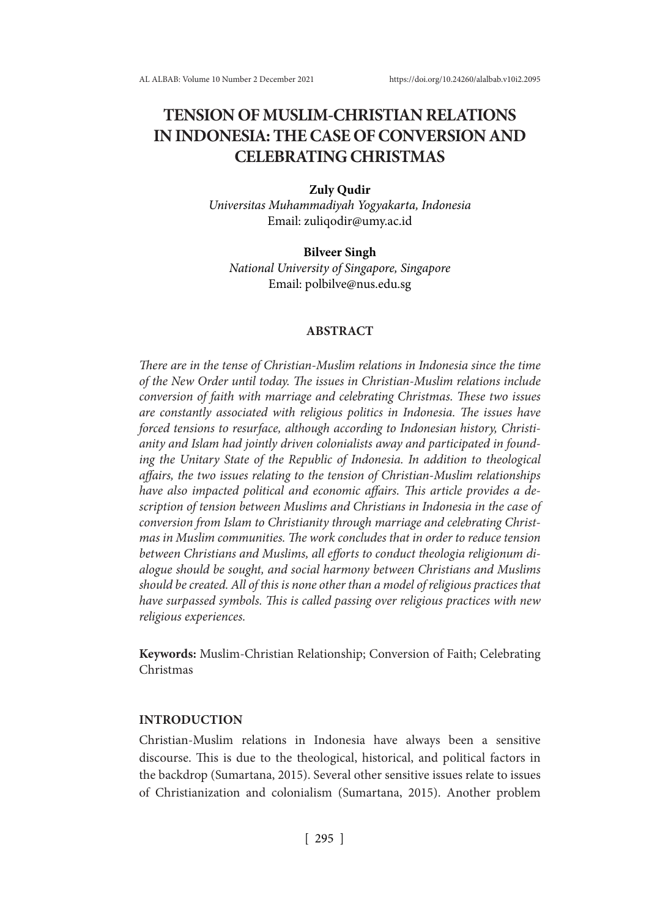# TENSION OF MUSLIM-CHRISTIAN RELATIONS IN INDONESIA: THE CASE OF CONVERSION AND CELEBRATING CHRISTMAS

**Zuly Qudir**
*Universitas Muhammadiyah Yogyakarta, Indonesia*
Email: zuliqodir@umy.ac.id

**Bilveer Singh**
*National University of Singapore, Singapore*
Email: polbilve@nus.edu.sg

## ABSTRACT

*There are in the tense of Christian-Muslim relations in Indonesia since the time of the New Order until today. The issues in Christian-Muslim relations include conversion of faith with marriage and celebrating Christmas. These two issues are constantly associated with religious politics in Indonesia. The issues have forced tensions to resurface, although according to Indonesian history, Christianity and Islam had jointly driven colonialists away and participated in founding the Unitary State of the Republic of Indonesia. In addition to theological affairs, the two issues relating to the tension of Christian-Muslim relationships have also impacted political and economic affairs. This article provides a description of tension between Muslims and Christians in Indonesia in the case of conversion from Islam to Christianity through marriage and celebrating Christmas in Muslim communities. The work concludes that in order to reduce tension between Christians and Muslims, all efforts to conduct theologia religionum dialogue should be sought, and social harmony between Christians and Muslims should be created. All of this is none other than a model of religious practices that have surpassed symbols. This is called passing over religious practices with new religious experiences.*

**Keywords:** Muslim-Christian Relationship; Conversion of Faith; Celebrating Christmas

## INTRODUCTION

Christian-Muslim relations in Indonesia have always been a sensitive discourse. This is due to the theological, historical, and political factors in the backdrop (Sumartana, 2015). Several other sensitive issues relate to issues of Christianization and colonialism (Sumartana, 2015). Another problem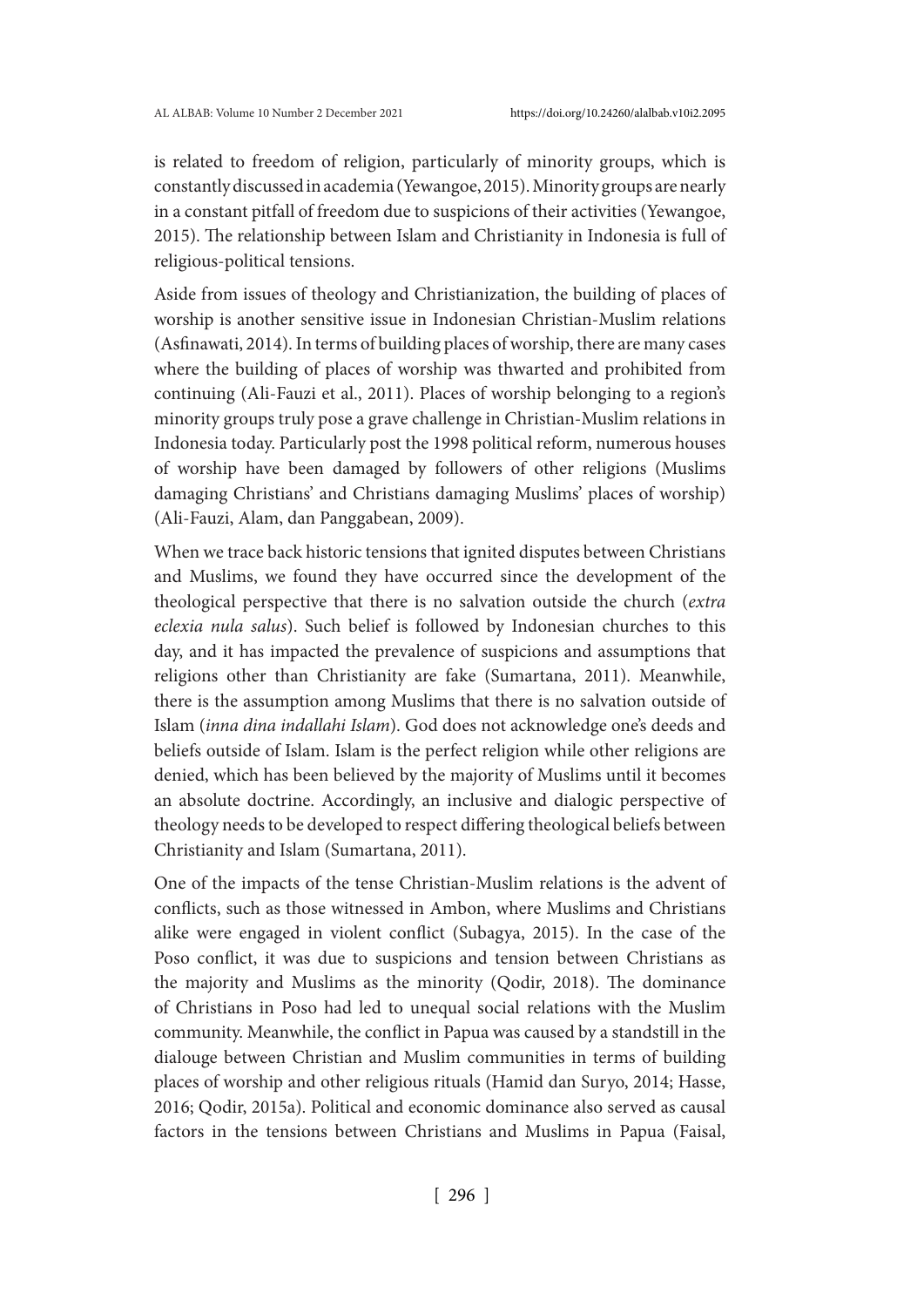is related to freedom of religion, particularly of minority groups, which is constantly discussed in academia (Yewangoe, 2015). Minority groups are nearly in a constant pitfall of freedom due to suspicions of their activities (Yewangoe, 2015). The relationship between Islam and Christianity in Indonesia is full of religious-political tensions.

Aside from issues of theology and Christianization, the building of places of worship is another sensitive issue in Indonesian Christian-Muslim relations (Asfinawati, 2014). In terms of building places of worship, there are many cases where the building of places of worship was thwarted and prohibited from continuing (Ali-Fauzi et al., 2011). Places of worship belonging to a region's minority groups truly pose a grave challenge in Christian-Muslim relations in Indonesia today. Particularly post the 1998 political reform, numerous houses of worship have been damaged by followers of other religions (Muslims damaging Christians' and Christians damaging Muslims' places of worship) (Ali-Fauzi, Alam, dan Panggabean, 2009).

When we trace back historic tensions that ignited disputes between Christians and Muslims, we found they have occurred since the development of the theological perspective that there is no salvation outside the church (*extra eclexia nula salus*). Such belief is followed by Indonesian churches to this day, and it has impacted the prevalence of suspicions and assumptions that religions other than Christianity are fake (Sumartana, 2011). Meanwhile, there is the assumption among Muslims that there is no salvation outside of Islam (*inna dina indallahi Islam*). God does not acknowledge one's deeds and beliefs outside of Islam. Islam is the perfect religion while other religions are denied, which has been believed by the majority of Muslims until it becomes an absolute doctrine. Accordingly, an inclusive and dialogic perspective of theology needs to be developed to respect differing theological beliefs between Christianity and Islam (Sumartana, 2011).

One of the impacts of the tense Christian-Muslim relations is the advent of conflicts, such as those witnessed in Ambon, where Muslims and Christians alike were engaged in violent conflict (Subagya, 2015). In the case of the Poso conflict, it was due to suspicions and tension between Christians as the majority and Muslims as the minority (Qodir, 2018). The dominance of Christians in Poso had led to unequal social relations with the Muslim community. Meanwhile, the conflict in Papua was caused by a standstill in the dialouge between Christian and Muslim communities in terms of building places of worship and other religious rituals (Hamid dan Suryo, 2014; Hasse, 2016; Qodir, 2015a). Political and economic dominance also served as causal factors in the tensions between Christians and Muslims in Papua (Faisal,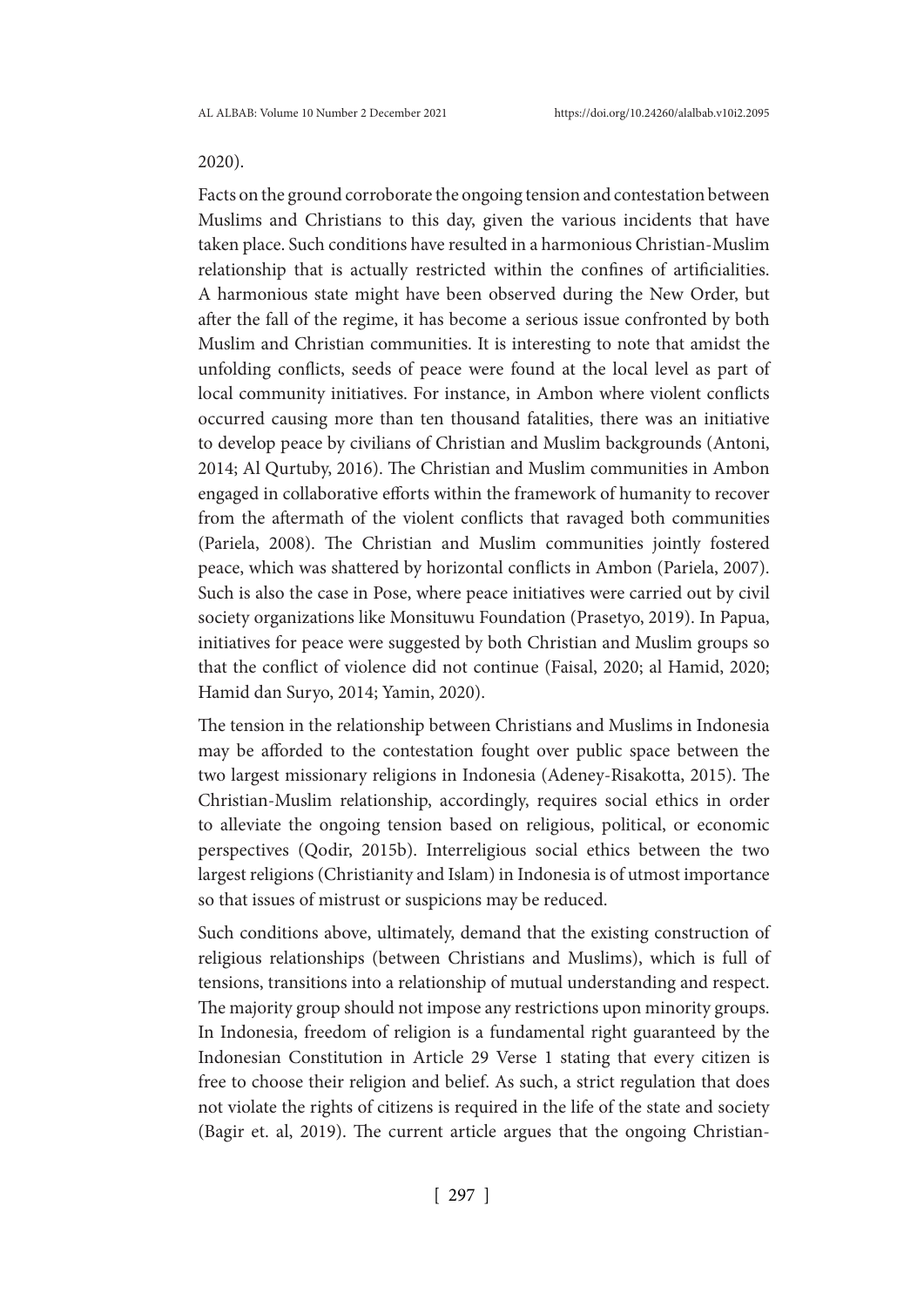2020).

Facts on the ground corroborate the ongoing tension and contestation between Muslims and Christians to this day, given the various incidents that have taken place. Such conditions have resulted in a harmonious Christian-Muslim relationship that is actually restricted within the confines of artificialities. A harmonious state might have been observed during the New Order, but after the fall of the regime, it has become a serious issue confronted by both Muslim and Christian communities. It is interesting to note that amidst the unfolding conflicts, seeds of peace were found at the local level as part of local community initiatives. For instance, in Ambon where violent conflicts occurred causing more than ten thousand fatalities, there was an initiative to develop peace by civilians of Christian and Muslim backgrounds (Antoni, 2014; Al Qurtuby, 2016). The Christian and Muslim communities in Ambon engaged in collaborative efforts within the framework of humanity to recover from the aftermath of the violent conflicts that ravaged both communities (Pariela, 2008). The Christian and Muslim communities jointly fostered peace, which was shattered by horizontal conflicts in Ambon (Pariela, 2007). Such is also the case in Pose, where peace initiatives were carried out by civil society organizations like Monsituwu Foundation (Prasetyo, 2019). In Papua, initiatives for peace were suggested by both Christian and Muslim groups so that the conflict of violence did not continue (Faisal, 2020; al Hamid, 2020; Hamid dan Suryo, 2014; Yamin, 2020).

The tension in the relationship between Christians and Muslims in Indonesia may be afforded to the contestation fought over public space between the two largest missionary religions in Indonesia (Adeney-Risakotta, 2015). The Christian-Muslim relationship, accordingly, requires social ethics in order to alleviate the ongoing tension based on religious, political, or economic perspectives (Qodir, 2015b). Interreligious social ethics between the two largest religions (Christianity and Islam) in Indonesia is of utmost importance so that issues of mistrust or suspicions may be reduced.

Such conditions above, ultimately, demand that the existing construction of religious relationships (between Christians and Muslims), which is full of tensions, transitions into a relationship of mutual understanding and respect. The majority group should not impose any restrictions upon minority groups. In Indonesia, freedom of religion is a fundamental right guaranteed by the Indonesian Constitution in Article 29 Verse 1 stating that every citizen is free to choose their religion and belief. As such, a strict regulation that does not violate the rights of citizens is required in the life of the state and society (Bagir et. al, 2019). The current article argues that the ongoing Christian-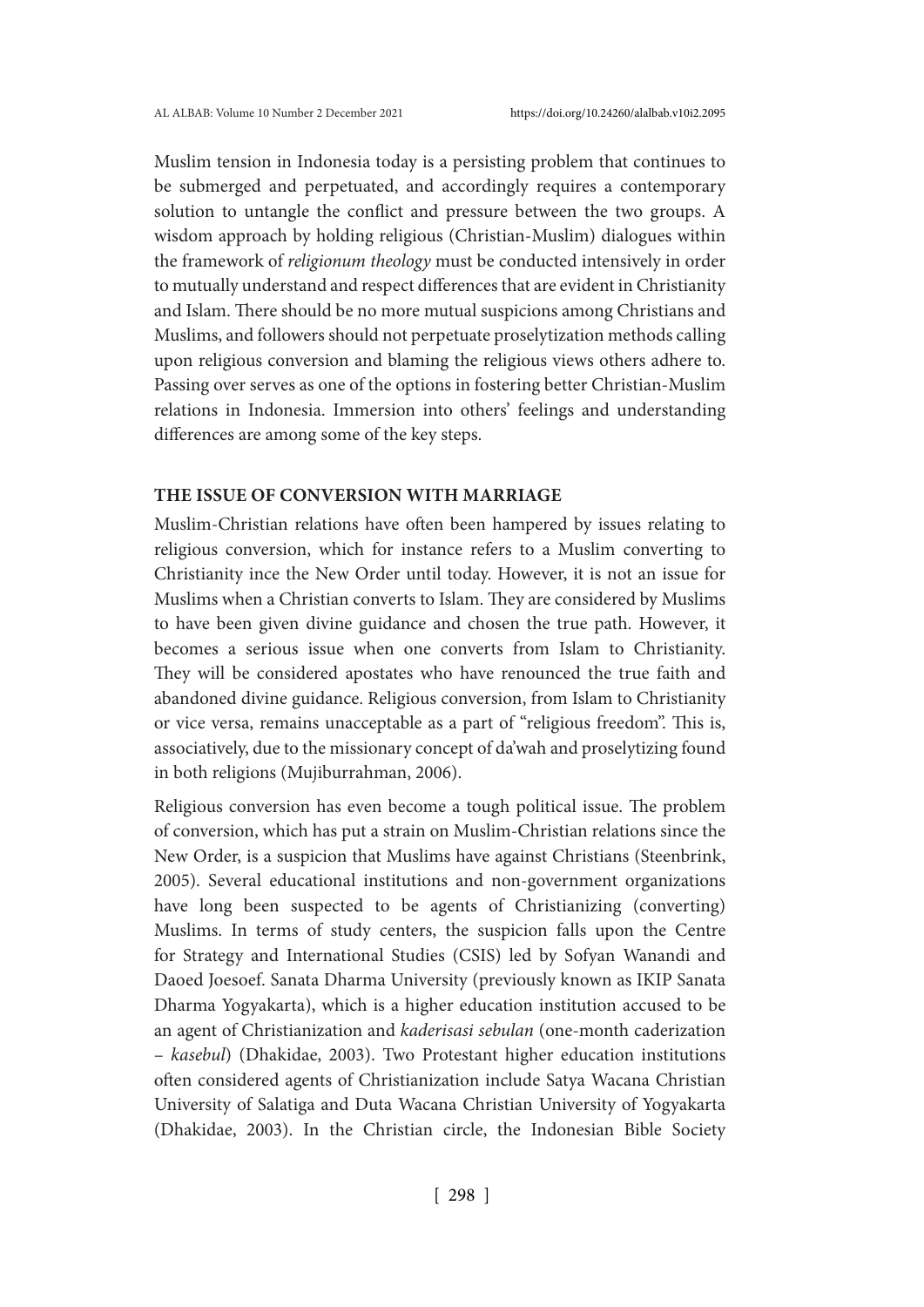Muslim tension in Indonesia today is a persisting problem that continues to be submerged and perpetuated, and accordingly requires a contemporary solution to untangle the conflict and pressure between the two groups. A wisdom approach by holding religious (Christian-Muslim) dialogues within the framework of *religionum theology* must be conducted intensively in order to mutually understand and respect differences that are evident in Christianity and Islam. There should be no more mutual suspicions among Christians and Muslims, and followers should not perpetuate proselytization methods calling upon religious conversion and blaming the religious views others adhere to. Passing over serves as one of the options in fostering better Christian-Muslim relations in Indonesia. Immersion into others' feelings and understanding differences are among some of the key steps.

## THE ISSUE OF CONVERSION WITH MARRIAGE

Muslim-Christian relations have often been hampered by issues relating to religious conversion, which for instance refers to a Muslim converting to Christianity ince the New Order until today. However, it is not an issue for Muslims when a Christian converts to Islam. They are considered by Muslims to have been given divine guidance and chosen the true path. However, it becomes a serious issue when one converts from Islam to Christianity. They will be considered apostates who have renounced the true faith and abandoned divine guidance. Religious conversion, from Islam to Christianity or vice versa, remains unacceptable as a part of "religious freedom". This is, associatively, due to the missionary concept of da'wah and proselytizing found in both religions (Mujiburrahman, 2006).

Religious conversion has even become a tough political issue. The problem of conversion, which has put a strain on Muslim-Christian relations since the New Order, is a suspicion that Muslims have against Christians (Steenbrink, 2005). Several educational institutions and non-government organizations have long been suspected to be agents of Christianizing (converting) Muslims. In terms of study centers, the suspicion falls upon the Centre for Strategy and International Studies (CSIS) led by Sofyan Wanandi and Daoed Joesoef. Sanata Dharma University (previously known as IKIP Sanata Dharma Yogyakarta), which is a higher education institution accused to be an agent of Christianization and *kaderisasi sebulan* (one-month caderization – *kasebul*) (Dhakidae, 2003). Two Protestant higher education institutions often considered agents of Christianization include Satya Wacana Christian University of Salatiga and Duta Wacana Christian University of Yogyakarta (Dhakidae, 2003). In the Christian circle, the Indonesian Bible Society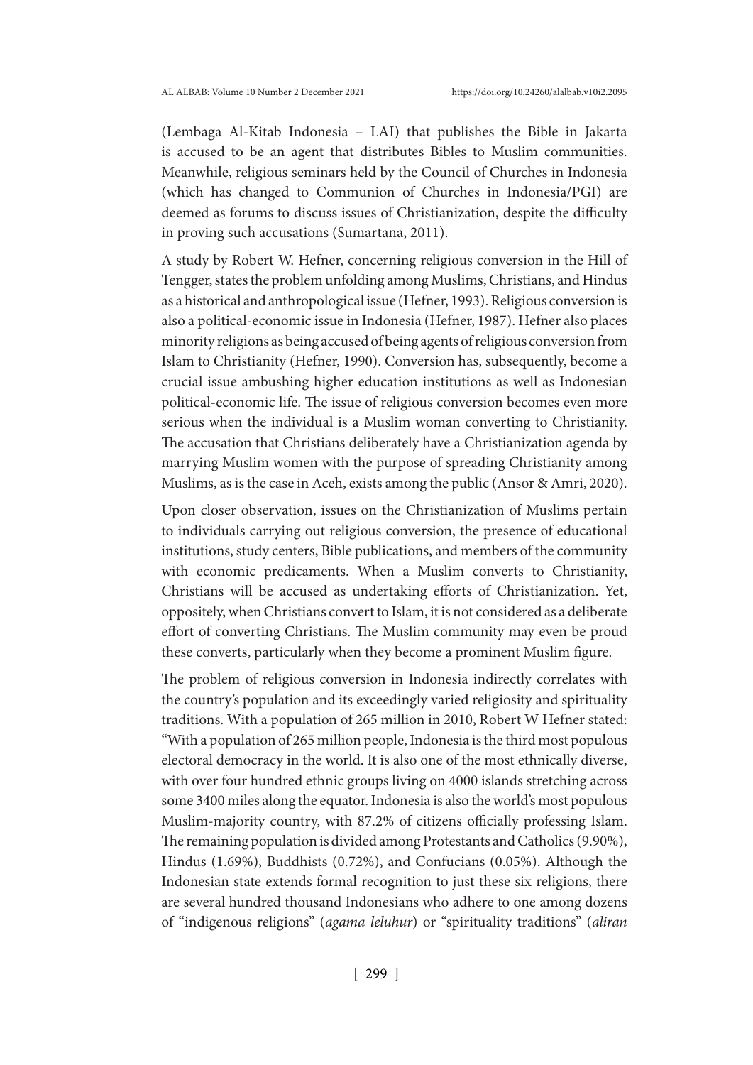(Lembaga Al-Kitab Indonesia – LAI) that publishes the Bible in Jakarta is accused to be an agent that distributes Bibles to Muslim communities. Meanwhile, religious seminars held by the Council of Churches in Indonesia (which has changed to Communion of Churches in Indonesia/PGI) are deemed as forums to discuss issues of Christianization, despite the difficulty in proving such accusations (Sumartana, 2011).

A study by Robert W. Hefner, concerning religious conversion in the Hill of Tengger, states the problem unfolding among Muslims, Christians, and Hindus as a historical and anthropological issue (Hefner, 1993). Religious conversion is also a political-economic issue in Indonesia (Hefner, 1987). Hefner also places minority religions as being accused of being agents of religious conversion from Islam to Christianity (Hefner, 1990). Conversion has, subsequently, become a crucial issue ambushing higher education institutions as well as Indonesian political-economic life. The issue of religious conversion becomes even more serious when the individual is a Muslim woman converting to Christianity. The accusation that Christians deliberately have a Christianization agenda by marrying Muslim women with the purpose of spreading Christianity among Muslims, as is the case in Aceh, exists among the public (Ansor & Amri, 2020).

Upon closer observation, issues on the Christianization of Muslims pertain to individuals carrying out religious conversion, the presence of educational institutions, study centers, Bible publications, and members of the community with economic predicaments. When a Muslim converts to Christianity, Christians will be accused as undertaking efforts of Christianization. Yet, oppositely, when Christians convert to Islam, it is not considered as a deliberate effort of converting Christians. The Muslim community may even be proud these converts, particularly when they become a prominent Muslim figure.

The problem of religious conversion in Indonesia indirectly correlates with the country's population and its exceedingly varied religiosity and spirituality traditions. With a population of 265 million in 2010, Robert W Hefner stated: "With a population of 265 million people, Indonesia is the third most populous electoral democracy in the world. It is also one of the most ethnically diverse, with over four hundred ethnic groups living on 4000 islands stretching across some 3400 miles along the equator. Indonesia is also the world's most populous Muslim-majority country, with 87.2% of citizens officially professing Islam. The remaining population is divided among Protestants and Catholics (9.90%), Hindus (1.69%), Buddhists (0.72%), and Confucians (0.05%). Although the Indonesian state extends formal recognition to just these six religions, there are several hundred thousand Indonesians who adhere to one among dozens of "indigenous religions" (*agama leluhur*) or "spirituality traditions" (*aliran*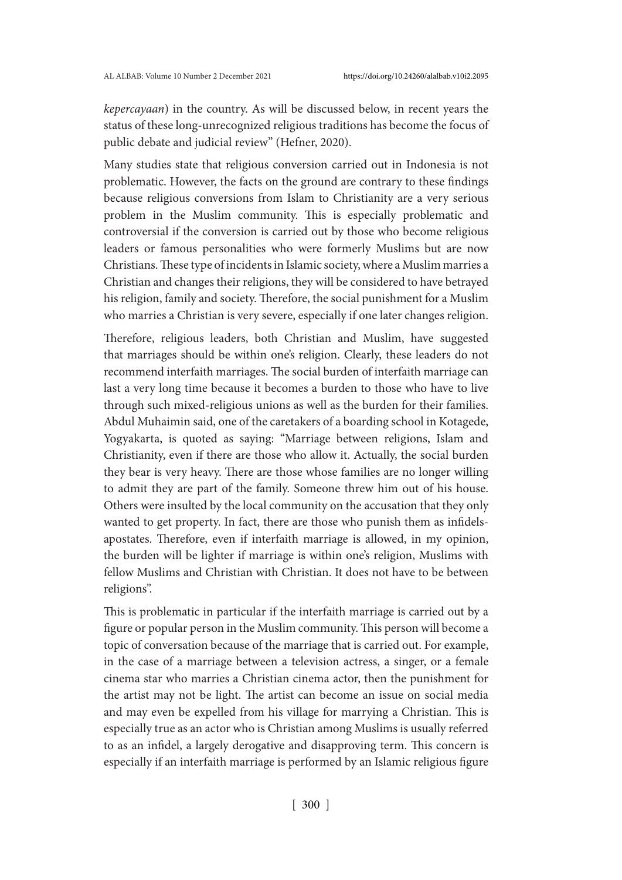*kepercayaan*) in the country. As will be discussed below, in recent years the status of these long-unrecognized religious traditions has become the focus of public debate and judicial review" (Hefner, 2020).

Many studies state that religious conversion carried out in Indonesia is not problematic. However, the facts on the ground are contrary to these findings because religious conversions from Islam to Christianity are a very serious problem in the Muslim community. This is especially problematic and controversial if the conversion is carried out by those who become religious leaders or famous personalities who were formerly Muslims but are now Christians. These type of incidents in Islamic society, where a Muslim marries a Christian and changes their religions, they will be considered to have betrayed his religion, family and society. Therefore, the social punishment for a Muslim who marries a Christian is very severe, especially if one later changes religion.

Therefore, religious leaders, both Christian and Muslim, have suggested that marriages should be within one's religion. Clearly, these leaders do not recommend interfaith marriages. The social burden of interfaith marriage can last a very long time because it becomes a burden to those who have to live through such mixed-religious unions as well as the burden for their families. Abdul Muhaimin said, one of the caretakers of a boarding school in Kotagede, Yogyakarta, is quoted as saying: "Marriage between religions, Islam and Christianity, even if there are those who allow it. Actually, the social burden they bear is very heavy. There are those whose families are no longer willing to admit they are part of the family. Someone threw him out of his house. Others were insulted by the local community on the accusation that they only wanted to get property. In fact, there are those who punish them as infidels-apostates. Therefore, even if interfaith marriage is allowed, in my opinion, the burden will be lighter if marriage is within one's religion, Muslims with fellow Muslims and Christian with Christian. It does not have to be between religions".

This is problematic in particular if the interfaith marriage is carried out by a figure or popular person in the Muslim community. This person will become a topic of conversation because of the marriage that is carried out. For example, in the case of a marriage between a television actress, a singer, or a female cinema star who marries a Christian cinema actor, then the punishment for the artist may not be light. The artist can become an issue on social media and may even be expelled from his village for marrying a Christian. This is especially true as an actor who is Christian among Muslims is usually referred to as an infidel, a largely derogative and disapproving term. This concern is especially if an interfaith marriage is performed by an Islamic religious figure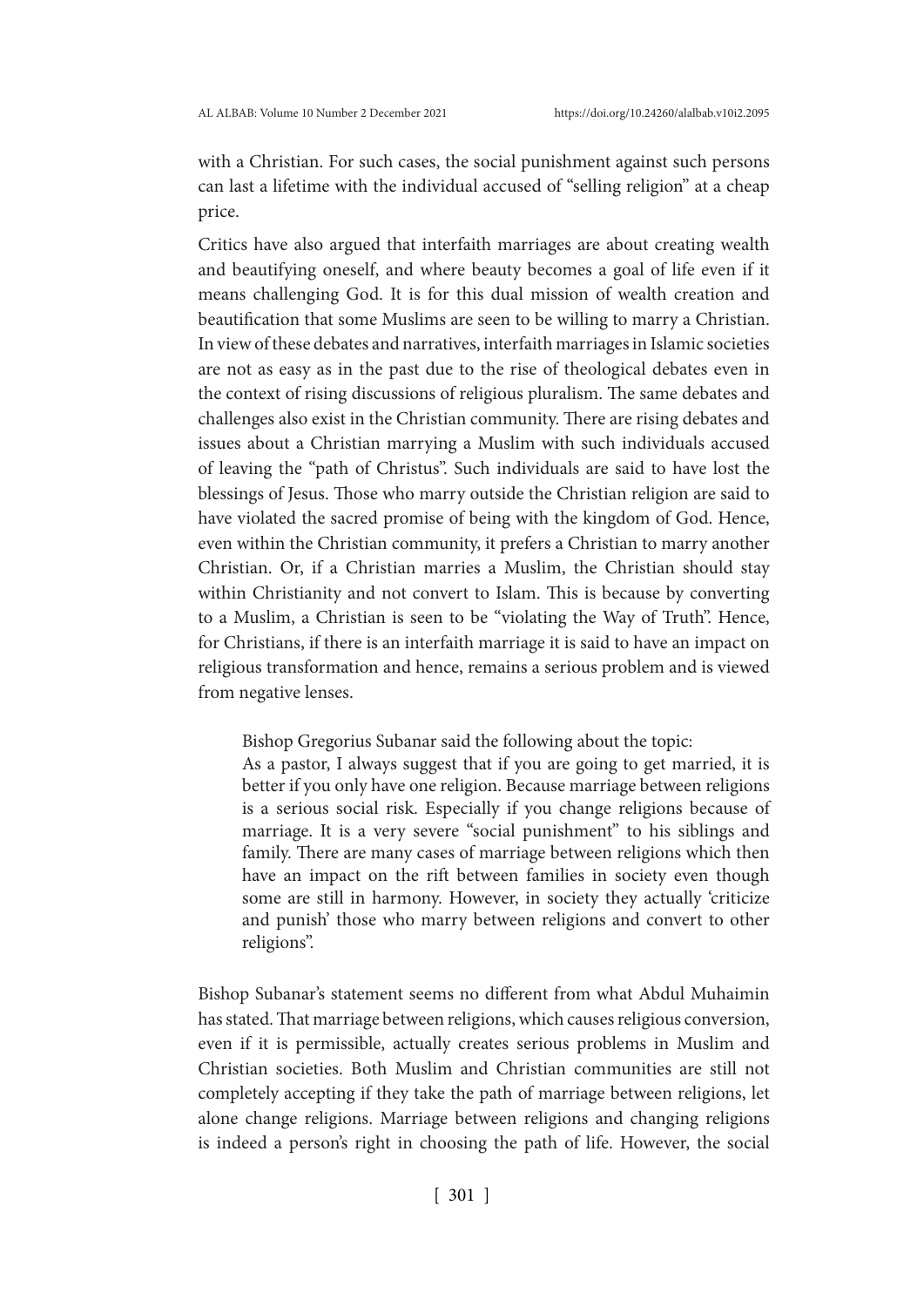with a Christian. For such cases, the social punishment against such persons can last a lifetime with the individual accused of "selling religion" at a cheap price.

Critics have also argued that interfaith marriages are about creating wealth and beautifying oneself, and where beauty becomes a goal of life even if it means challenging God. It is for this dual mission of wealth creation and beautification that some Muslims are seen to be willing to marry a Christian. In view of these debates and narratives, interfaith marriages in Islamic societies are not as easy as in the past due to the rise of theological debates even in the context of rising discussions of religious pluralism. The same debates and challenges also exist in the Christian community. There are rising debates and issues about a Christian marrying a Muslim with such individuals accused of leaving the "path of Christus". Such individuals are said to have lost the blessings of Jesus. Those who marry outside the Christian religion are said to have violated the sacred promise of being with the kingdom of God. Hence, even within the Christian community, it prefers a Christian to marry another Christian. Or, if a Christian marries a Muslim, the Christian should stay within Christianity and not convert to Islam. This is because by converting to a Muslim, a Christian is seen to be "violating the Way of Truth". Hence, for Christians, if there is an interfaith marriage it is said to have an impact on religious transformation and hence, remains a serious problem and is viewed from negative lenses.

> Bishop Gregorius Subanar said the following about the topic:
> As a pastor, I always suggest that if you are going to get married, it is better if you only have one religion. Because marriage between religions is a serious social risk. Especially if you change religions because of marriage. It is a very severe "social punishment" to his siblings and family. There are many cases of marriage between religions which then have an impact on the rift between families in society even though some are still in harmony. However, in society they actually 'criticize and punish' those who marry between religions and convert to other religions".

Bishop Subanar's statement seems no different from what Abdul Muhaimin has stated. That marriage between religions, which causes religious conversion, even if it is permissible, actually creates serious problems in Muslim and Christian societies. Both Muslim and Christian communities are still not completely accepting if they take the path of marriage between religions, let alone change religions. Marriage between religions and changing religions is indeed a person's right in choosing the path of life. However, the social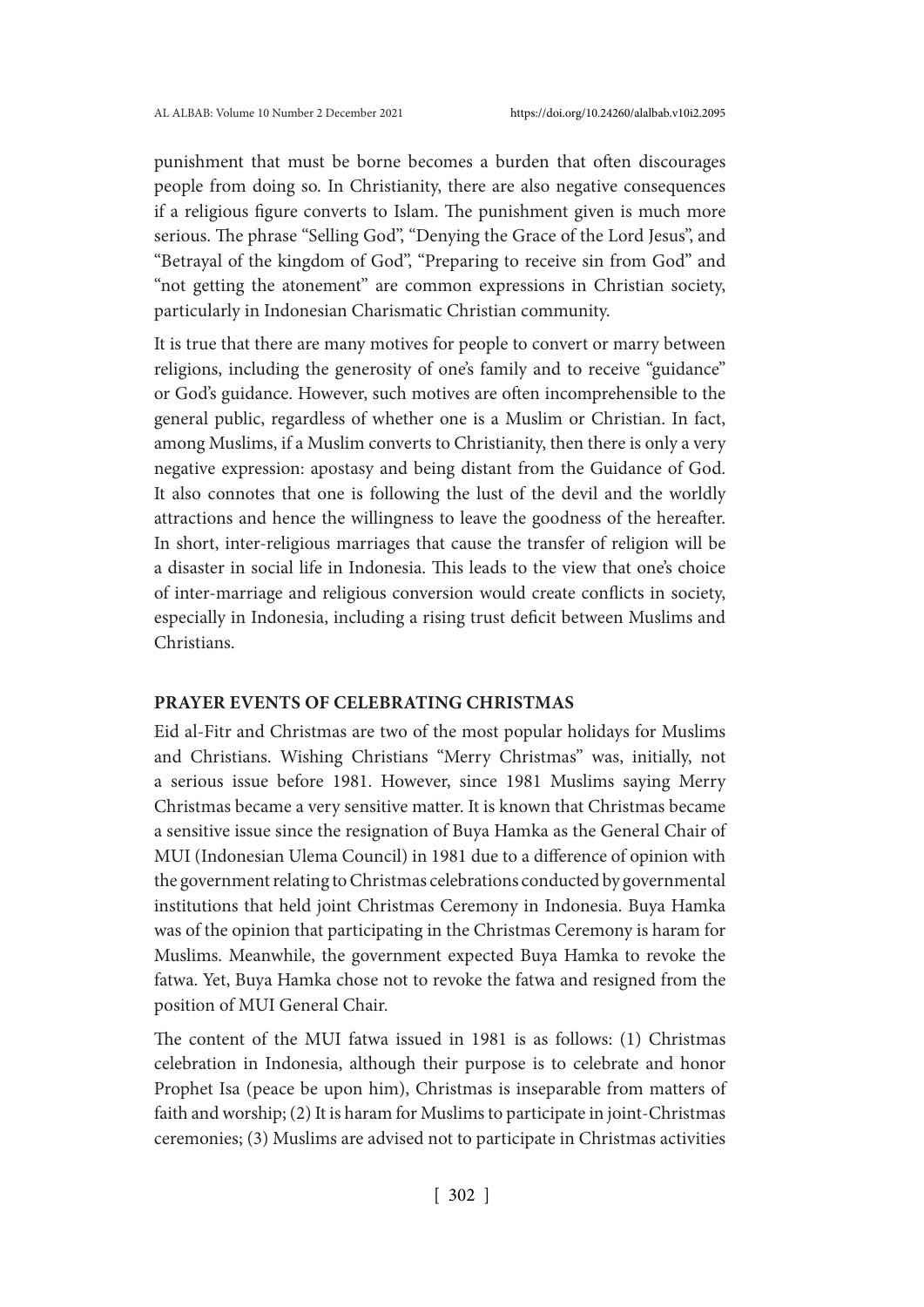punishment that must be borne becomes a burden that often discourages people from doing so. In Christianity, there are also negative consequences if a religious figure converts to Islam. The punishment given is much more serious. The phrase "Selling God", "Denying the Grace of the Lord Jesus", and "Betrayal of the kingdom of God", "Preparing to receive sin from God" and "not getting the atonement" are common expressions in Christian society, particularly in Indonesian Charismatic Christian community.

It is true that there are many motives for people to convert or marry between religions, including the generosity of one's family and to receive "guidance" or God's guidance. However, such motives are often incomprehensible to the general public, regardless of whether one is a Muslim or Christian. In fact, among Muslims, if a Muslim converts to Christianity, then there is only a very negative expression: apostasy and being distant from the Guidance of God. It also connotes that one is following the lust of the devil and the worldly attractions and hence the willingness to leave the goodness of the hereafter. In short, inter-religious marriages that cause the transfer of religion will be a disaster in social life in Indonesia. This leads to the view that one's choice of inter-marriage and religious conversion would create conflicts in society, especially in Indonesia, including a rising trust deficit between Muslims and Christians.

## PRAYER EVENTS OF CELEBRATING CHRISTMAS

Eid al-Fitr and Christmas are two of the most popular holidays for Muslims and Christians. Wishing Christians "Merry Christmas" was, initially, not a serious issue before 1981. However, since 1981 Muslims saying Merry Christmas became a very sensitive matter. It is known that Christmas became a sensitive issue since the resignation of Buya Hamka as the General Chair of MUI (Indonesian Ulema Council) in 1981 due to a difference of opinion with the government relating to Christmas celebrations conducted by governmental institutions that held joint Christmas Ceremony in Indonesia. Buya Hamka was of the opinion that participating in the Christmas Ceremony is haram for Muslims. Meanwhile, the government expected Buya Hamka to revoke the fatwa. Yet, Buya Hamka chose not to revoke the fatwa and resigned from the position of MUI General Chair.

The content of the MUI fatwa issued in 1981 is as follows: (1) Christmas celebration in Indonesia, although their purpose is to celebrate and honor Prophet Isa (peace be upon him), Christmas is inseparable from matters of faith and worship; (2) It is haram for Muslims to participate in joint-Christmas ceremonies; (3) Muslims are advised not to participate in Christmas activities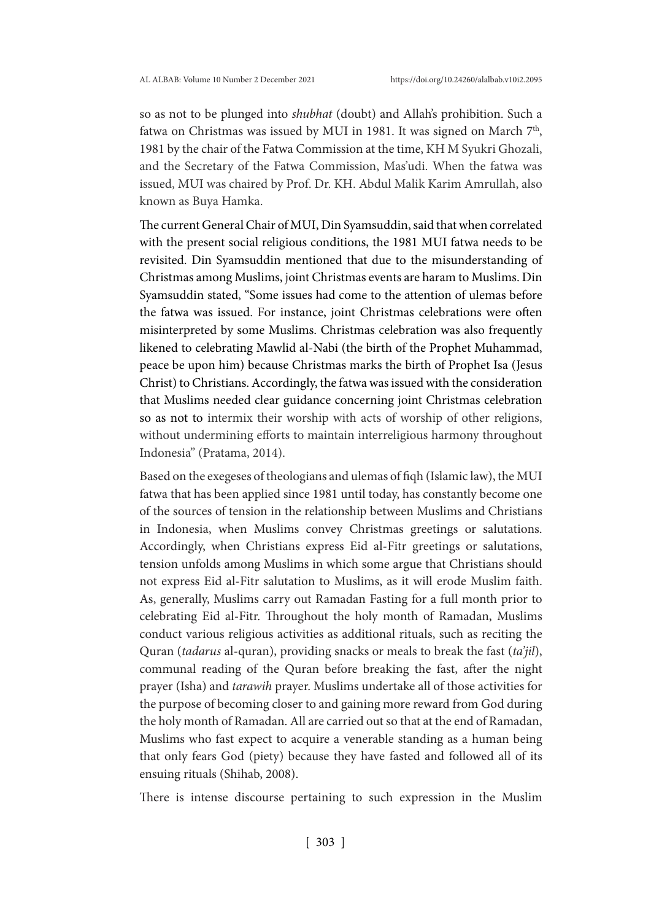so as not to be plunged into *shubhat* (doubt) and Allah's prohibition. Such a fatwa on Christmas was issued by MUI in 1981. It was signed on March 7th, 1981 by the chair of the Fatwa Commission at the time, KH M Syukri Ghozali, and the Secretary of the Fatwa Commission, Mas'udi. When the fatwa was issued, MUI was chaired by Prof. Dr. KH. Abdul Malik Karim Amrullah, also known as Buya Hamka.

The current General Chair of MUI, Din Syamsuddin, said that when correlated with the present social religious conditions, the 1981 MUI fatwa needs to be revisited. Din Syamsuddin mentioned that due to the misunderstanding of Christmas among Muslims, joint Christmas events are haram to Muslims. Din Syamsuddin stated, "Some issues had come to the attention of ulemas before the fatwa was issued. For instance, joint Christmas celebrations were often misinterpreted by some Muslims. Christmas celebration was also frequently likened to celebrating Mawlid al-Nabi (the birth of the Prophet Muhammad, peace be upon him) because Christmas marks the birth of Prophet Isa (Jesus Christ) to Christians. Accordingly, the fatwa was issued with the consideration that Muslims needed clear guidance concerning joint Christmas celebration so as not to intermix their worship with acts of worship of other religions, without undermining efforts to maintain interreligious harmony throughout Indonesia" (Pratama, 2014).

Based on the exegeses of theologians and ulemas of fiqh (Islamic law), the MUI fatwa that has been applied since 1981 until today, has constantly become one of the sources of tension in the relationship between Muslims and Christians in Indonesia, when Muslims convey Christmas greetings or salutations. Accordingly, when Christians express Eid al-Fitr greetings or salutations, tension unfolds among Muslims in which some argue that Christians should not express Eid al-Fitr salutation to Muslims, as it will erode Muslim faith. As, generally, Muslims carry out Ramadan Fasting for a full month prior to celebrating Eid al-Fitr. Throughout the holy month of Ramadan, Muslims conduct various religious activities as additional rituals, such as reciting the Quran (*tadarus* al-quran), providing snacks or meals to break the fast (*ta'jil*), communal reading of the Quran before breaking the fast, after the night prayer (Isha) and *tarawih* prayer. Muslims undertake all of those activities for the purpose of becoming closer to and gaining more reward from God during the holy month of Ramadan. All are carried out so that at the end of Ramadan, Muslims who fast expect to acquire a venerable standing as a human being that only fears God (piety) because they have fasted and followed all of its ensuing rituals (Shihab, 2008).

There is intense discourse pertaining to such expression in the Muslim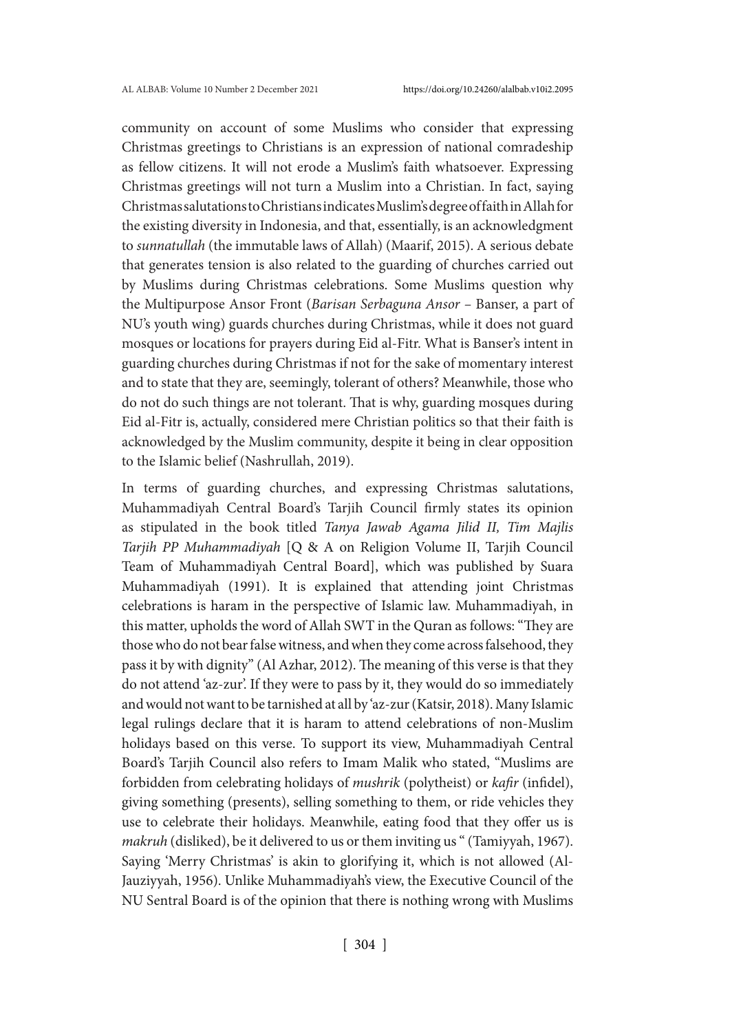community on account of some Muslims who consider that expressing Christmas greetings to Christians is an expression of national comradeship as fellow citizens. It will not erode a Muslim's faith whatsoever. Expressing Christmas greetings will not turn a Muslim into a Christian. In fact, saying Christmas salutations to Christians indicates Muslim's degree of faith in Allah for the existing diversity in Indonesia, and that, essentially, is an acknowledgment to *sunnatullah* (the immutable laws of Allah) (Maarif, 2015). A serious debate that generates tension is also related to the guarding of churches carried out by Muslims during Christmas celebrations. Some Muslims question why the Multipurpose Ansor Front (*Barisan Serbaguna Ansor* – Banser, a part of NU's youth wing) guards churches during Christmas, while it does not guard mosques or locations for prayers during Eid al-Fitr. What is Banser's intent in guarding churches during Christmas if not for the sake of momentary interest and to state that they are, seemingly, tolerant of others? Meanwhile, those who do not do such things are not tolerant. That is why, guarding mosques during Eid al-Fitr is, actually, considered mere Christian politics so that their faith is acknowledged by the Muslim community, despite it being in clear opposition to the Islamic belief (Nashrullah, 2019).

In terms of guarding churches, and expressing Christmas salutations, Muhammadiyah Central Board's Tarjih Council firmly states its opinion as stipulated in the book titled *Tanya Jawab Agama Jilid II, Tim Majlis Tarjih PP Muhammadiyah* [Q & A on Religion Volume II, Tarjih Council Team of Muhammadiyah Central Board], which was published by Suara Muhammadiyah (1991). It is explained that attending joint Christmas celebrations is haram in the perspective of Islamic law. Muhammadiyah, in this matter, upholds the word of Allah SWT in the Quran as follows: "They are those who do not bear false witness, and when they come across falsehood, they pass it by with dignity" (Al Azhar, 2012). The meaning of this verse is that they do not attend 'az-zur'. If they were to pass by it, they would do so immediately and would not want to be tarnished at all by 'az-zur (Katsir, 2018). Many Islamic legal rulings declare that it is haram to attend celebrations of non-Muslim holidays based on this verse. To support its view, Muhammadiyah Central Board's Tarjih Council also refers to Imam Malik who stated, "Muslims are forbidden from celebrating holidays of *mushrik* (polytheist) or *kafir* (infidel), giving something (presents), selling something to them, or ride vehicles they use to celebrate their holidays. Meanwhile, eating food that they offer us is *makruh* (disliked), be it delivered to us or them inviting us " (Tamiyyah, 1967). Saying 'Merry Christmas' is akin to glorifying it, which is not allowed (Al-Jauziyyah, 1956). Unlike Muhammadiyah's view, the Executive Council of the NU Sentral Board is of the opinion that there is nothing wrong with Muslims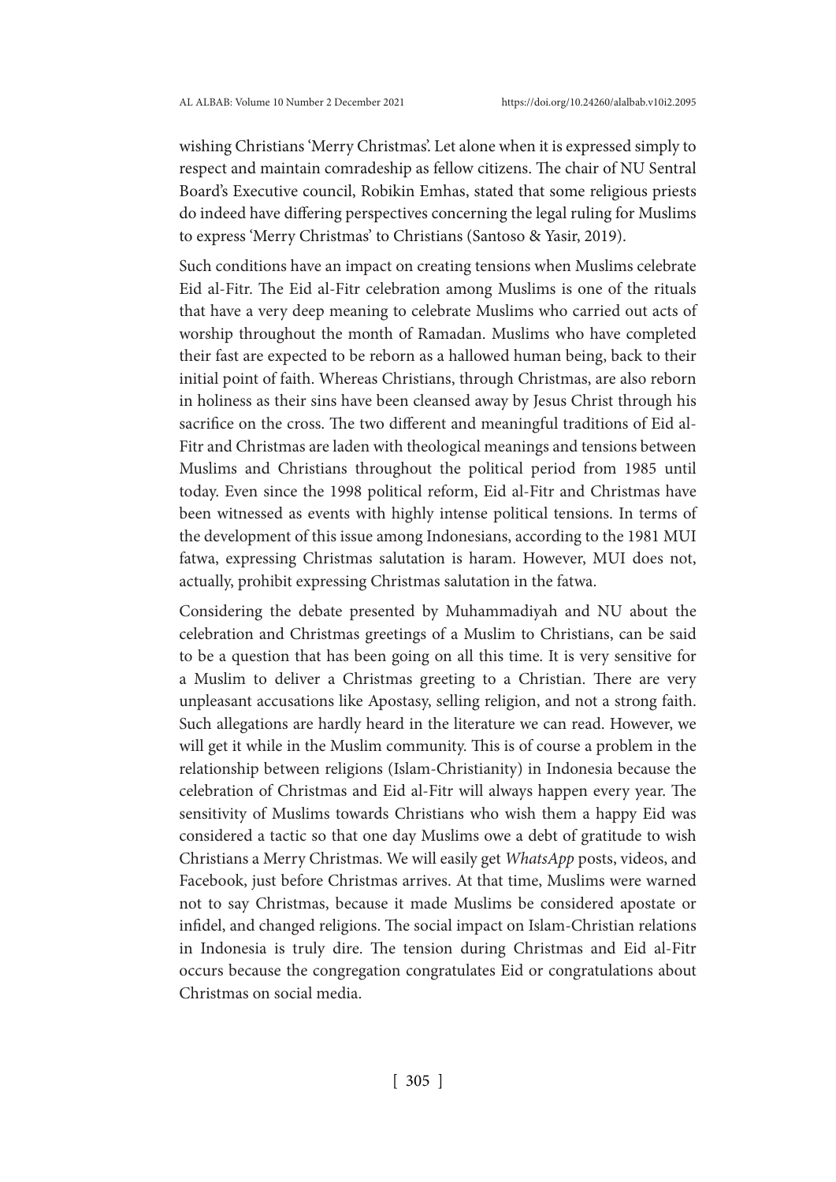wishing Christians 'Merry Christmas'. Let alone when it is expressed simply to respect and maintain comradeship as fellow citizens. The chair of NU Sentral Board's Executive council, Robikin Emhas, stated that some religious priests do indeed have differing perspectives concerning the legal ruling for Muslims to express 'Merry Christmas' to Christians (Santoso & Yasir, 2019).

Such conditions have an impact on creating tensions when Muslims celebrate Eid al-Fitr. The Eid al-Fitr celebration among Muslims is one of the rituals that have a very deep meaning to celebrate Muslims who carried out acts of worship throughout the month of Ramadan. Muslims who have completed their fast are expected to be reborn as a hallowed human being, back to their initial point of faith. Whereas Christians, through Christmas, are also reborn in holiness as their sins have been cleansed away by Jesus Christ through his sacrifice on the cross. The two different and meaningful traditions of Eid al-Fitr and Christmas are laden with theological meanings and tensions between Muslims and Christians throughout the political period from 1985 until today. Even since the 1998 political reform, Eid al-Fitr and Christmas have been witnessed as events with highly intense political tensions. In terms of the development of this issue among Indonesians, according to the 1981 MUI fatwa, expressing Christmas salutation is haram. However, MUI does not, actually, prohibit expressing Christmas salutation in the fatwa.

Considering the debate presented by Muhammadiyah and NU about the celebration and Christmas greetings of a Muslim to Christians, can be said to be a question that has been going on all this time. It is very sensitive for a Muslim to deliver a Christmas greeting to a Christian. There are very unpleasant accusations like Apostasy, selling religion, and not a strong faith. Such allegations are hardly heard in the literature we can read. However, we will get it while in the Muslim community. This is of course a problem in the relationship between religions (Islam-Christianity) in Indonesia because the celebration of Christmas and Eid al-Fitr will always happen every year. The sensitivity of Muslims towards Christians who wish them a happy Eid was considered a tactic so that one day Muslims owe a debt of gratitude to wish Christians a Merry Christmas. We will easily get *WhatsApp* posts, videos, and Facebook, just before Christmas arrives. At that time, Muslims were warned not to say Christmas, because it made Muslims be considered apostate or infidel, and changed religions. The social impact on Islam-Christian relations in Indonesia is truly dire. The tension during Christmas and Eid al-Fitr occurs because the congregation congratulates Eid or congratulations about Christmas on social media.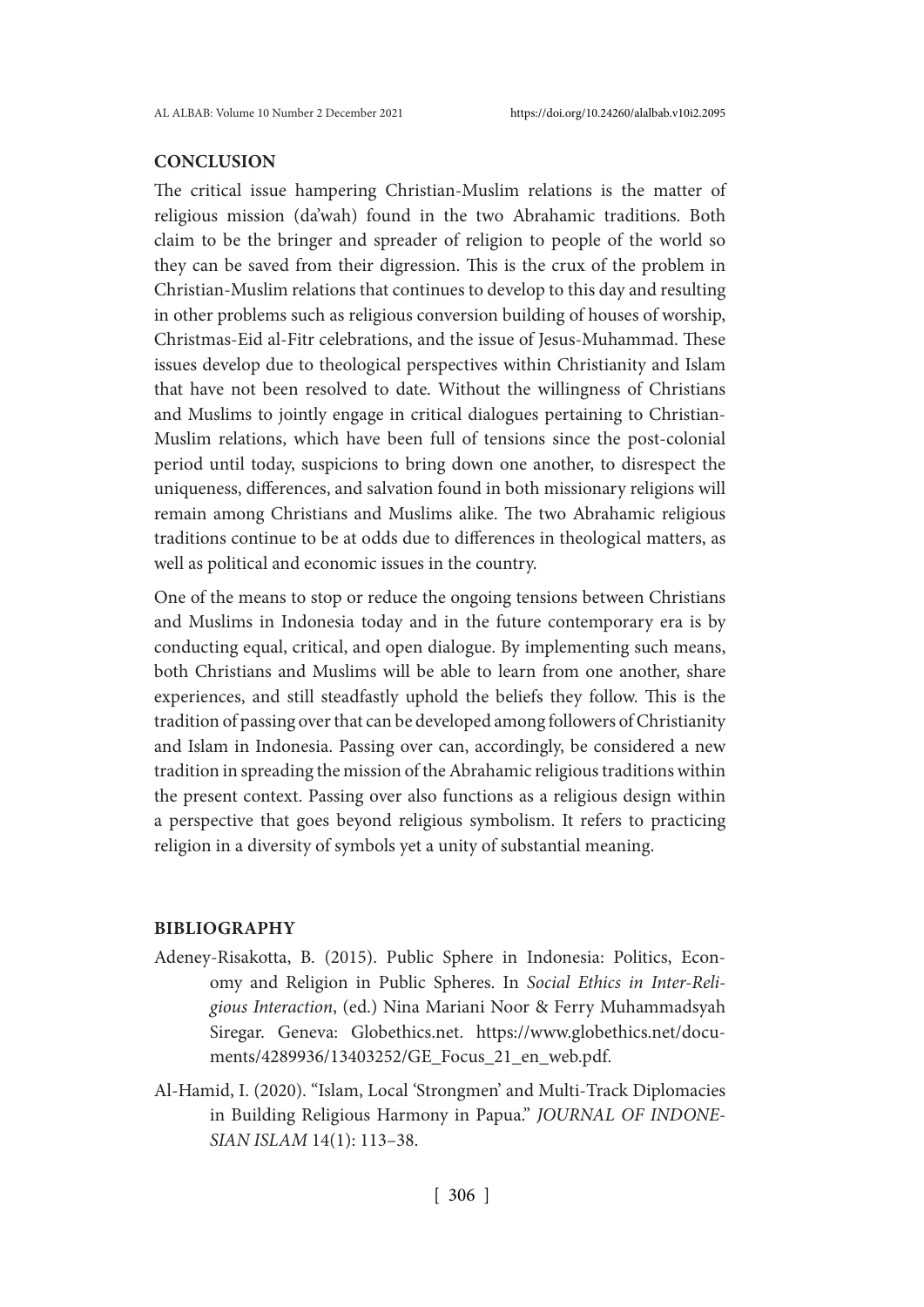## CONCLUSION

The critical issue hampering Christian-Muslim relations is the matter of religious mission (da'wah) found in the two Abrahamic traditions. Both claim to be the bringer and spreader of religion to people of the world so they can be saved from their digression. This is the crux of the problem in Christian-Muslim relations that continues to develop to this day and resulting in other problems such as religious conversion building of houses of worship, Christmas-Eid al-Fitr celebrations, and the issue of Jesus-Muhammad. These issues develop due to theological perspectives within Christianity and Islam that have not been resolved to date. Without the willingness of Christians and Muslims to jointly engage in critical dialogues pertaining to Christian-Muslim relations, which have been full of tensions since the post-colonial period until today, suspicions to bring down one another, to disrespect the uniqueness, differences, and salvation found in both missionary religions will remain among Christians and Muslims alike. The two Abrahamic religious traditions continue to be at odds due to differences in theological matters, as well as political and economic issues in the country.

One of the means to stop or reduce the ongoing tensions between Christians and Muslims in Indonesia today and in the future contemporary era is by conducting equal, critical, and open dialogue. By implementing such means, both Christians and Muslims will be able to learn from one another, share experiences, and still steadfastly uphold the beliefs they follow. This is the tradition of passing over that can be developed among followers of Christianity and Islam in Indonesia. Passing over can, accordingly, be considered a new tradition in spreading the mission of the Abrahamic religious traditions within the present context. Passing over also functions as a religious design within a perspective that goes beyond religious symbolism. It refers to practicing religion in a diversity of symbols yet a unity of substantial meaning.

## BIBLIOGRAPHY

Adeney-Risakotta, B. (2015). Public Sphere in Indonesia: Politics, Economy and Religion in Public Spheres. In *Social Ethics in Inter-Religious Interaction*, (ed.) Nina Mariani Noor & Ferry Muhammadsyah Siregar. Geneva: Globethics.net. https://www.globethics.net/documents/4289936/13403252/GE_Focus_21_en_web.pdf.

Al-Hamid, I. (2020). "Islam, Local 'Strongmen' and Multi-Track Diplomacies in Building Religious Harmony in Papua." *JOURNAL OF INDONESIAN ISLAM* 14(1): 113–38.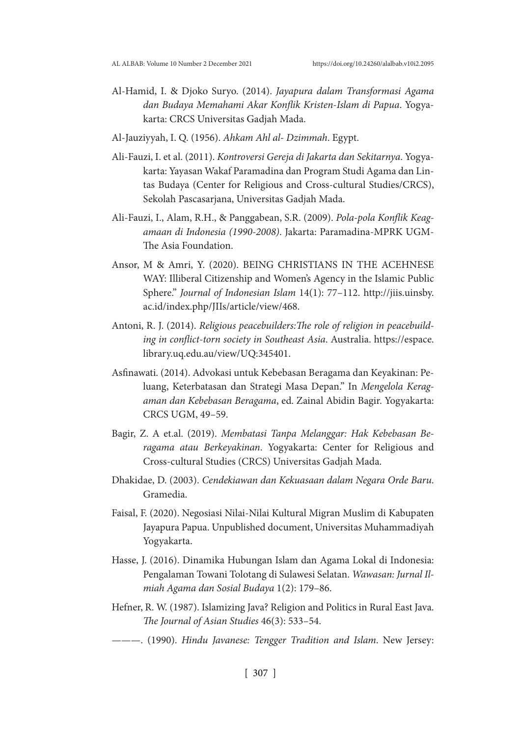Al-Hamid, I. & Djoko Suryo. (2014). *Jayapura dalam Transformasi Agama dan Budaya Memahami Akar Konflik Kristen-Islam di Papua*. Yogyakarta: CRCS Universitas Gadjah Mada.

Al-Jauziyyah, I. Q. (1956). *Ahkam Ahl al- Dzimmah*. Egypt.

Ali-Fauzi, I. et al. (2011). *Kontroversi Gereja di Jakarta dan Sekitarnya*. Yogyakarta: Yayasan Wakaf Paramadina dan Program Studi Agama dan Lintas Budaya (Center for Religious and Cross-cultural Studies/CRCS), Sekolah Pascasarjana, Universitas Gadjah Mada.

Ali-Fauzi, I., Alam, R.H., & Panggabean, S.R. (2009). *Pola-pola Konflik Keagamaan di Indonesia (1990-2008)*. Jakarta: Paramadina-MPRK UGM-The Asia Foundation.

Ansor, M & Amri, Y. (2020). BEING CHRISTIANS IN THE ACEHNESE WAY: Illiberal Citizenship and Women's Agency in the Islamic Public Sphere." *Journal of Indonesian Islam* 14(1): 77–112. http://jiis.uinsby.ac.id/index.php/JIIs/article/view/468.

Antoni, R. J. (2014). *Religious peacebuilders:The role of religion in peacebuilding in conflict-torn society in Southeast Asia*. Australia. https://espace.library.uq.edu.au/view/UQ:345401.

Asfinawati. (2014). Advokasi untuk Kebebasan Beragama dan Keyakinan: Peluang, Keterbatasan dan Strategi Masa Depan." In *Mengelola Keragaman dan Kebebasan Beragama*, ed. Zainal Abidin Bagir. Yogyakarta: CRCS UGM, 49–59.

Bagir, Z. A et.al. (2019). *Membatasi Tanpa Melanggar: Hak Kebebasan Beragama atau Berkeyakinan*. Yogyakarta: Center for Religious and Cross-cultural Studies (CRCS) Universitas Gadjah Mada.

Dhakidae, D. (2003). *Cendekiawan dan Kekuasaan dalam Negara Orde Baru*. Gramedia.

Faisal, F. (2020). Negosiasi Nilai-Nilai Kultural Migran Muslim di Kabupaten Jayapura Papua. Unpublished document, Universitas Muhammadiyah Yogyakarta.

Hasse, J. (2016). Dinamika Hubungan Islam dan Agama Lokal di Indonesia: Pengalaman Towani Tolotang di Sulawesi Selatan. *Wawasan: Jurnal Ilmiah Agama dan Sosial Budaya* 1(2): 179–86.

Hefner, R. W. (1987). Islamizing Java? Religion and Politics in Rural East Java. *The Journal of Asian Studies* 46(3): 533–54.

———. (1990). *Hindu Javanese: Tengger Tradition and Islam*. New Jersey: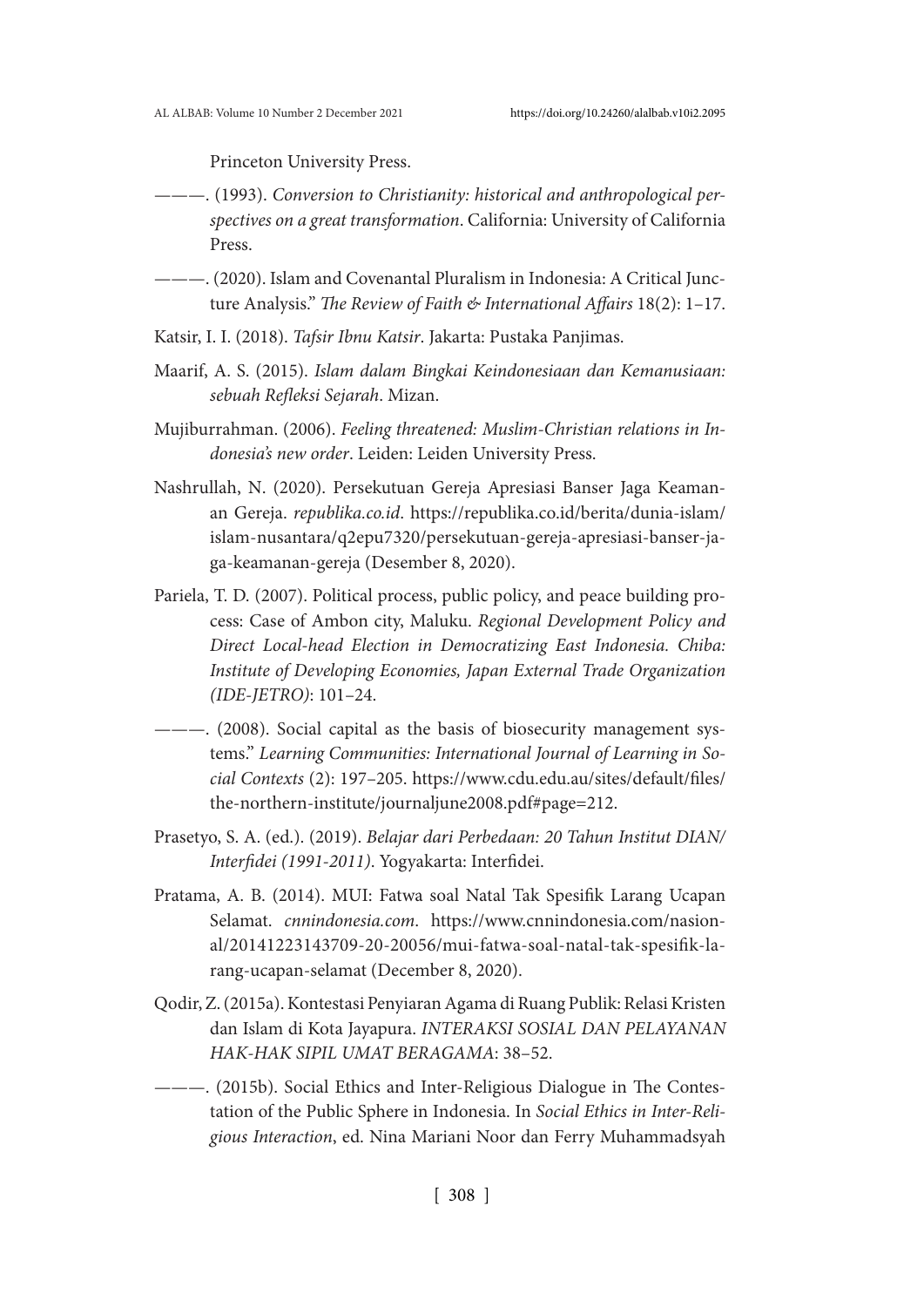Princeton University Press.

———. (1993). *Conversion to Christianity: historical and anthropological perspectives on a great transformation*. California: University of California Press.

———. (2020). Islam and Covenantal Pluralism in Indonesia: A Critical Juncture Analysis." *The Review of Faith & International Affairs* 18(2): 1–17.

Katsir, I. I. (2018). *Tafsir Ibnu Katsir*. Jakarta: Pustaka Panjimas.

Maarif, A. S. (2015). *Islam dalam Bingkai Keindonesiaan dan Kemanusiaan: sebuah Refleksi Sejarah*. Mizan.

Mujiburrahman. (2006). *Feeling threatened: Muslim-Christian relations in Indonesia's new order*. Leiden: Leiden University Press.

Nashrullah, N. (2020). Persekutuan Gereja Apresiasi Banser Jaga Keamanan Gereja. *republika.co.id*. https://republika.co.id/berita/dunia-islam/islam-nusantara/q2epu7320/persekutuan-gereja-apresiasi-banser-jaga-keamanan-gereja (Desember 8, 2020).

Pariela, T. D. (2007). Political process, public policy, and peace building process: Case of Ambon city, Maluku. *Regional Development Policy and Direct Local-head Election in Democratizing East Indonesia. Chiba: Institute of Developing Economies, Japan External Trade Organization (IDE-JETRO)*: 101–24.

———. (2008). Social capital as the basis of biosecurity management systems." *Learning Communities: International Journal of Learning in Social Contexts* (2): 197–205. https://www.cdu.edu.au/sites/default/files/the-northern-institute/journaljune2008.pdf#page=212.

Prasetyo, S. A. (ed.). (2019). *Belajar dari Perbedaan: 20 Tahun Institut DIAN/Interfidei (1991-2011)*. Yogyakarta: Interfidei.

Pratama, A. B. (2014). MUI: Fatwa soal Natal Tak Spesifik Larang Ucapan Selamat. *cnnindonesia.com*. https://www.cnnindonesia.com/nasional/20141223143709-20-20056/mui-fatwa-soal-natal-tak-spesifik-larang-ucapan-selamat (December 8, 2020).

Qodir, Z. (2015a). Kontestasi Penyiaran Agama di Ruang Publik: Relasi Kristen dan Islam di Kota Jayapura. *INTERAKSI SOSIAL DAN PELAYANAN HAK-HAK SIPIL UMAT BERAGAMA*: 38–52.

———. (2015b). Social Ethics and Inter-Religious Dialogue in The Contestation of the Public Sphere in Indonesia. In *Social Ethics in Inter-Religious Interaction*, ed. Nina Mariani Noor dan Ferry Muhammadsyah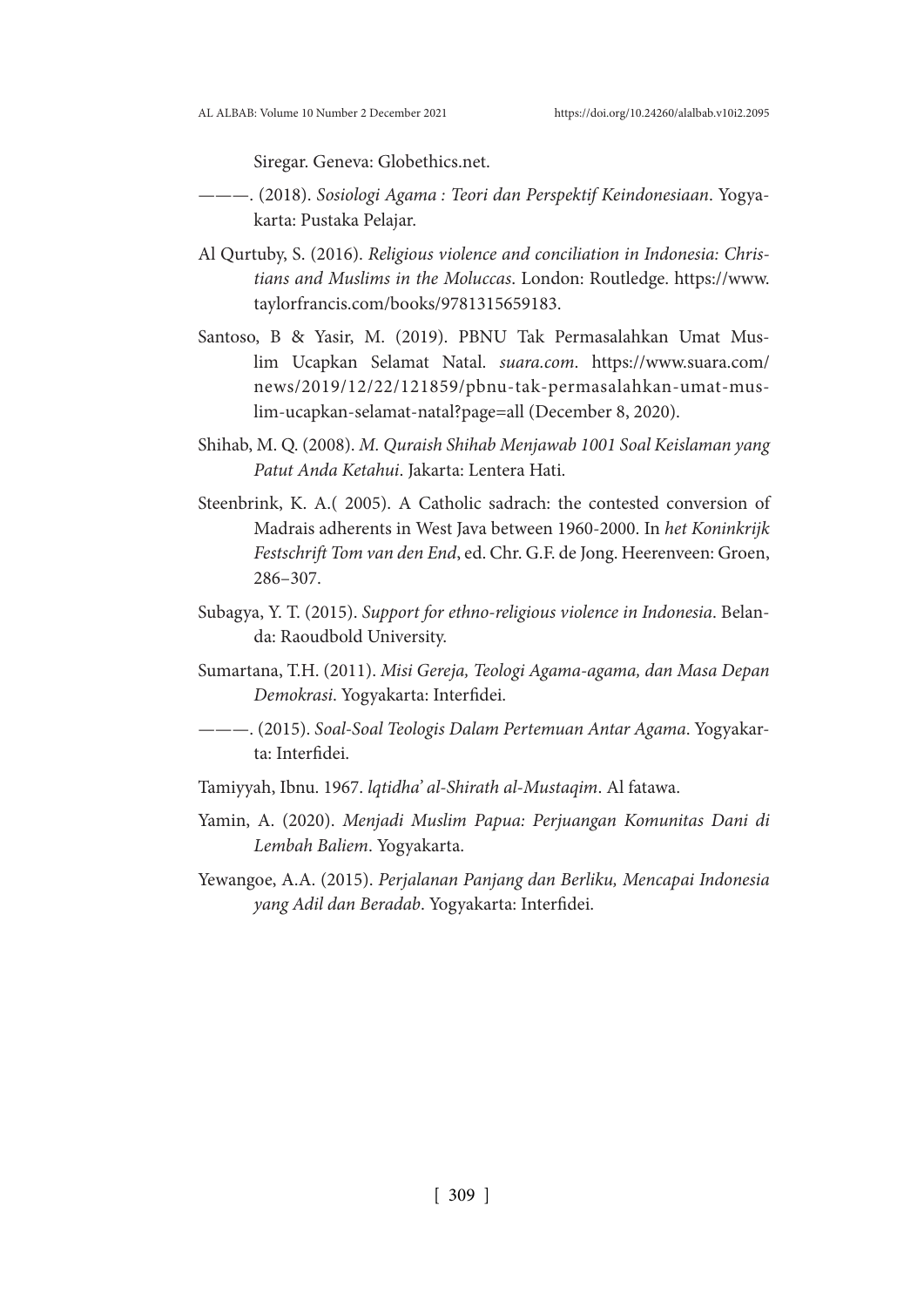Siregar. Geneva: Globethics.net.

———. (2018). *Sosiologi Agama : Teori dan Perspektif Keindonesiaan*. Yogyakarta: Pustaka Pelajar.

Al Qurtuby, S. (2016). *Religious violence and conciliation in Indonesia: Christians and Muslims in the Moluccas*. London: Routledge. https://www.taylorfrancis.com/books/9781315659183.

Santoso, B & Yasir, M. (2019). PBNU Tak Permasalahkan Umat Muslim Ucapkan Selamat Natal. *suara.com*. https://www.suara.com/news/2019/12/22/121859/pbnu-tak-permasalahkan-umat-muslim-ucapkan-selamat-natal?page=all (December 8, 2020).

Shihab, M. Q. (2008). *M. Quraish Shihab Menjawab 1001 Soal Keislaman yang Patut Anda Ketahui*. Jakarta: Lentera Hati.

Steenbrink, K. A.( 2005). A Catholic sadrach: the contested conversion of Madrais adherents in West Java between 1960-2000. In *het Koninkrijk Festschrift Tom van den End*, ed. Chr. G.F. de Jong. Heerenveen: Groen, 286–307.

Subagya, Y. T. (2015). *Support for ethno-religious violence in Indonesia*. Belanda: Raoudbold University.

Sumartana, T.H. (2011). *Misi Gereja, Teologi Agama-agama, dan Masa Depan Demokrasi*. Yogyakarta: Interfidei.

———. (2015). *Soal-Soal Teologis Dalam Pertemuan Antar Agama*. Yogyakarta: Interfidei.

Tamiyyah, Ibnu. 1967. *lqtidha' al-Shirath al-Mustaqim*. Al fatawa.

Yamin, A. (2020). *Menjadi Muslim Papua: Perjuangan Komunitas Dani di Lembah Baliem*. Yogyakarta.

Yewangoe, A.A. (2015). *Perjalanan Panjang dan Berliku, Mencapai Indonesia yang Adil dan Beradab*. Yogyakarta: Interfidei.